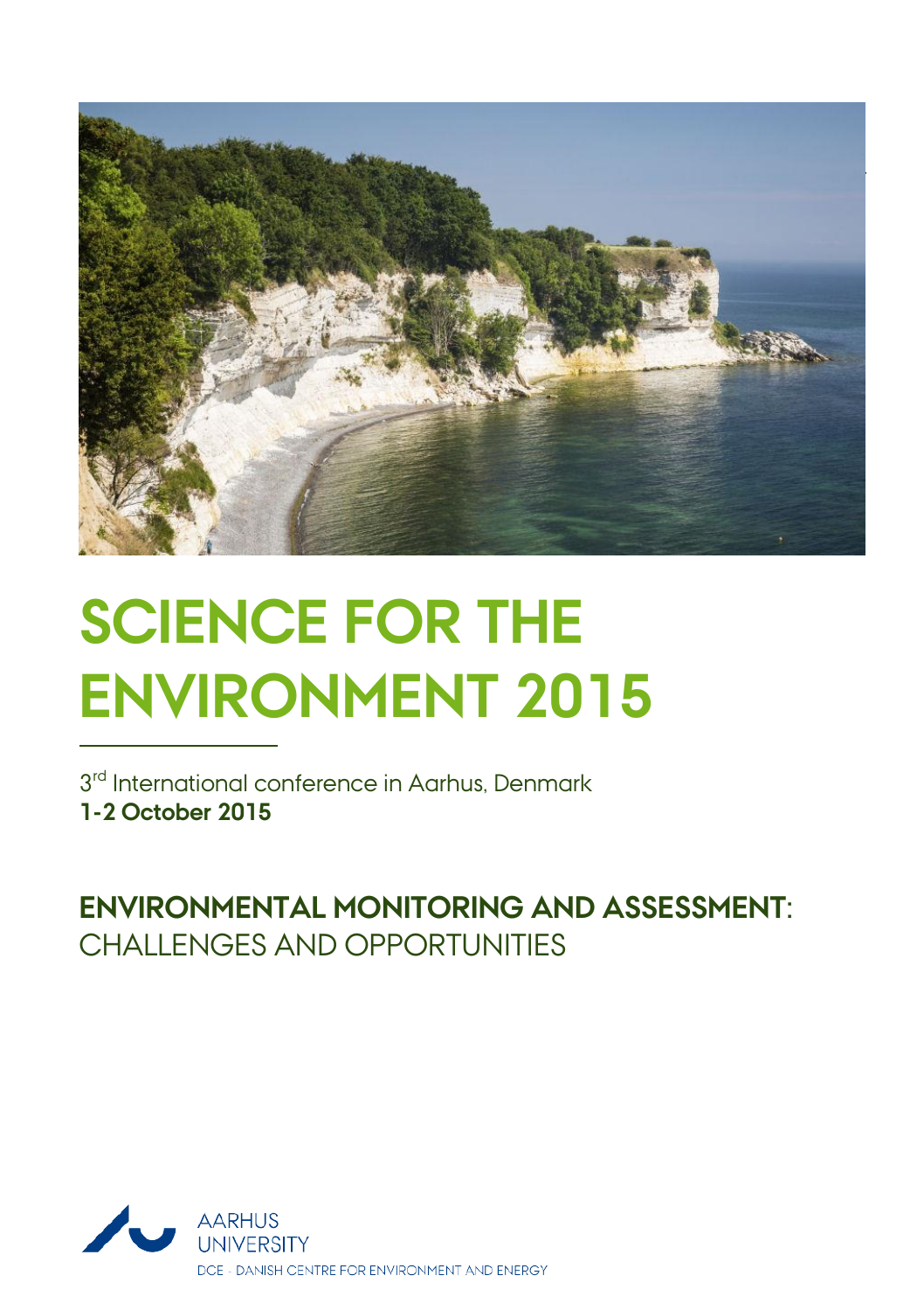# SCIENCE FOR THE ENVIRONMENT 2015

3rd International conference in Aarhus, Denmark
**1-2 October 2015**

## ENVIRONMENTAL MONITORING AND ASSESSMENT: CHALLENGES AND OPPORTUNITIES

AARHUS UNIVERSITY
DCE - DANISH CENTRE FOR ENVIRONMENT AND ENERGY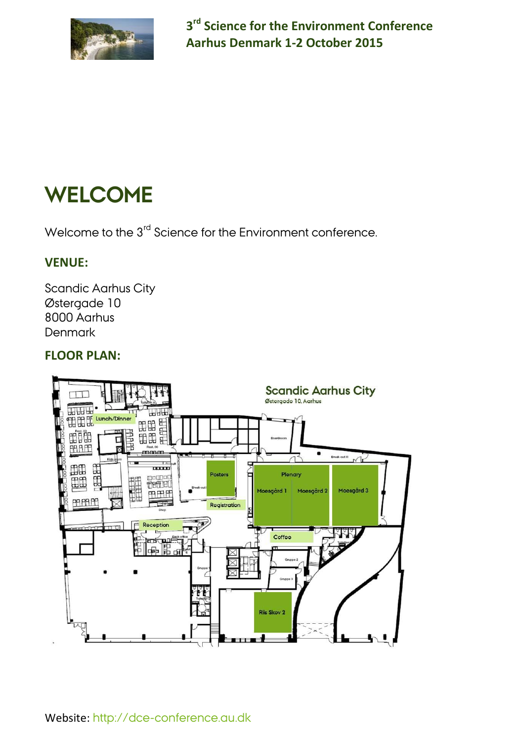# WELCOME

Welcome to the 3rd Science for the Environment conference.

### VENUE:

Scandic Aarhus City
Østergade 10
8000 Aarhus
Denmark

### FLOOR PLAN:

Website: http://dce-conference.au.dk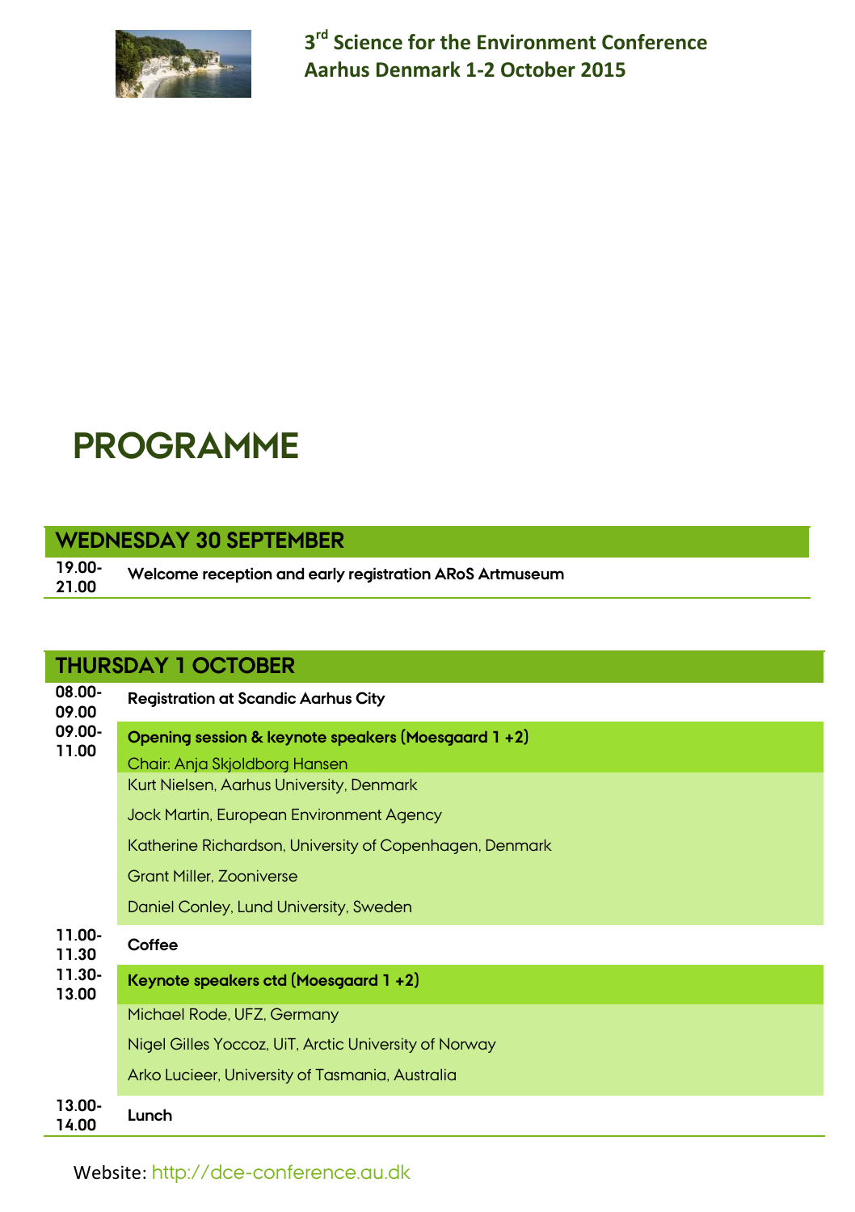## 3rd Science for the Environment Conference
## Aarhus Denmark 1-2 October 2015

# PROGRAMME

## WEDNESDAY 30 SEPTEMBER

| | |
|---|---|
| 19.00-21.00 | **Welcome reception and early registration ARoS Artmuseum** |

## THURSDAY 1 OCTOBER

| | |
|---|---|
| 08.00-09.00 | **Registration at Scandic Aarhus City** |
| 09.00-11.00 | **Opening session & keynote speakers (Moesgaard 1 +2)** |
| | Chair: Anja Skjoldborg Hansen |
| | Kurt Nielsen, Aarhus University, Denmark |
| | Jock Martin, European Environment Agency |
| | Katherine Richardson, University of Copenhagen, Denmark |
| | Grant Miller, Zooniverse |
| | Daniel Conley, Lund University, Sweden |
| 11.00-11.30 | **Coffee** |
| 11.30-13.00 | **Keynote speakers ctd (Moesgaard 1 +2)** |
| | Michael Rode, UFZ, Germany |
| | Nigel Gilles Yoccoz, UiT, Arctic University of Norway |
| | Arko Lucieer, University of Tasmania, Australia |
| 13.00-14.00 | **Lunch** |

Website: http://dce-conference.au.dk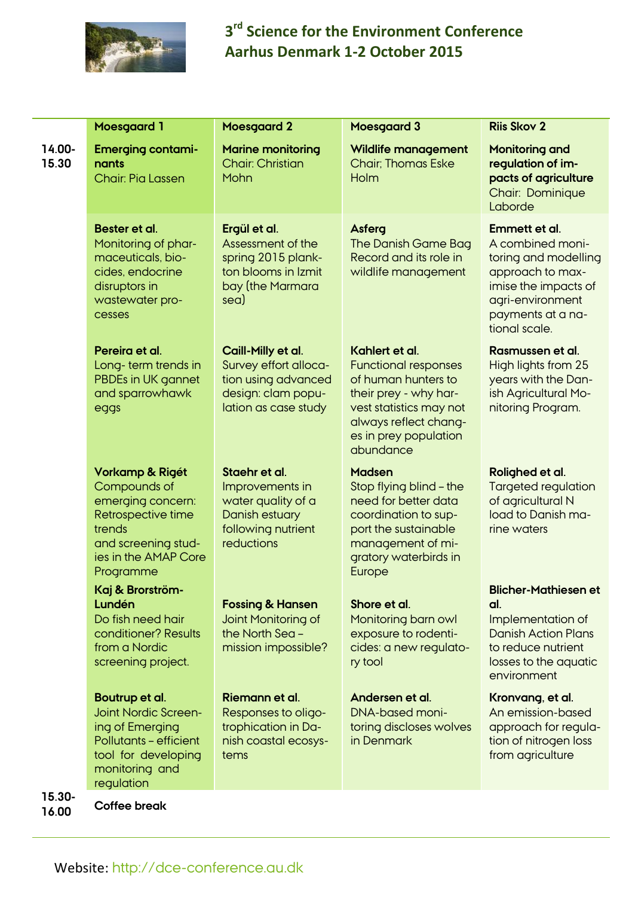# 3rd Science for the Environment Conference
## Aarhus Denmark 1-2 October 2015

| | Moesgaard 1 | Moesgaard 2 | Moesgaard 3 | Riis Skov 2 |
|---|---|---|---|---|
| 14.00-15.30 | **Emerging contaminants** Chair: Pia Lassen | **Marine monitoring** Chair: Christian Mohn | **Wildlife management** Chair; Thomas Eske Holm | **Monitoring and regulation of impacts of agriculture** Chair: Dominique Laborde |
| | **Bester et al.** Monitoring of pharmaceuticals, biocides, endocrine disruptors in wastewater processes | **Ergül et al.** Assessment of the spring 2015 plankton blooms in Izmit bay (the Marmara sea) | **Asferg** The Danish Game Bag Record and its role in wildlife management | **Emmett et al.** A combined monitoring and modelling approach to maximise the impacts of agri-environment payments at a national scale. |
| | **Pereira et al.** Long- term trends in PBDEs in UK gannet and sparrowhawk eggs | **Caill-Milly et al.** Survey effort allocation using advanced design: clam population as case study | **Kahlert et al.** Functional responses of human hunters to their prey - why harvest statistics may not always reflect changes in prey population abundance | **Rasmussen et al.** High lights from 25 years with the Danish Agricultural Monitoring Program. |
| | **Vorkamp & Rigét** Compounds of emerging concern: Retrospective time trends and screening studies in the AMAP Core Programme | **Staehr et al.** Improvements in water quality of a Danish estuary following nutrient reductions | **Madsen** Stop flying blind – the need for better data coordination to support the sustainable management of migratory waterbirds in Europe | **Rolighed et al.** Targeted regulation of agricultural N load to Danish marine waters |
| | **Kaj & Brorström-Lundén** Do fish need hair conditioner? Results from a Nordic screening project. | **Fossing & Hansen** Joint Monitoring of the North Sea – mission impossible? | **Shore et al.** Monitoring barn owl exposure to rodenticides: a new regulatory tool | **Blicher-Mathiesen et al.** Implementation of Danish Action Plans to reduce nutrient losses to the aquatic environment |
| | **Boutrup et al.** Joint Nordic Screening of Emerging Pollutants – efficient tool for developing monitoring and regulation | **Riemann et al.** Responses to oligotrophication in Danish coastal ecosystems | **Andersen et al.** DNA-based monitoring discloses wolves in Denmark | **Kronvang, et al.** An emission-based approach for regulation of nitrogen loss from agriculture |
| 15.30-16.00 | **Coffee break** | | | |

Website: http://dce-conference.au.dk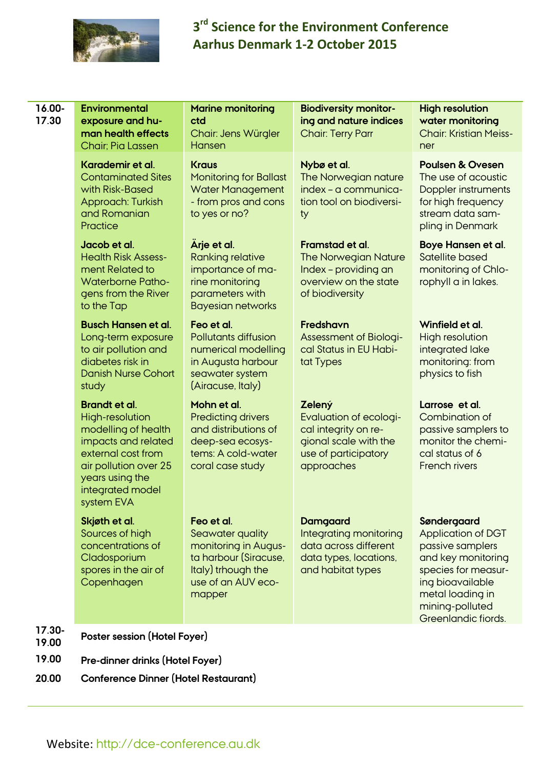# 3rd Science for the Environment Conference
## Aarhus Denmark 1-2 October 2015

| 16.00-17.30 | **Environmental exposure and human health effects** Chair; Pia Lassen | **Marine monitoring ctd** Chair: Jens Würgler Hansen | **Biodiversity monitoring and nature indices** Chair: Terry Parr | **High resolution water monitoring** Chair: Kristian Meissner |
|---|---|---|---|---|
| | **Karademir et al.** Contaminated Sites with Risk-Based Approach: Turkish and Romanian Practice | **Kraus** Monitoring for Ballast Water Management - from pros and cons to yes or no? | **Nybø et al.** The Norwegian nature index – a communication tool on biodiversity | **Poulsen & Ovesen** The use of acoustic Doppler instruments for high frequency stream data sampling in Denmark |
| | **Jacob et al.** Health Risk Assessment Related to Waterborne Pathogens from the River to the Tap | **Ärje et al.** Ranking relative importance of marine monitoring parameters with Bayesian networks | **Framstad et al.** The Norwegian Nature Index – providing an overview on the state of biodiversity | **Boye Hansen et al.** Satellite based monitoring of Chlorophyll a in lakes. |
| | **Busch Hansen et al.** Long-term exposure to air pollution and diabetes risk in Danish Nurse Cohort study | **Feo et al.** Pollutants diffusion numerical modelling in Augusta harbour seawater system (Airacuse, Italy) | **Fredshavn** Assessment of Biological Status in EU Habitat Types | **Winfield et al.** High resolution integrated lake monitoring: from physics to fish |
| | **Brandt et al.** High-resolution modelling of health impacts and related external cost from air pollution over 25 years using the integrated model system EVA | **Mohn et al.** Predicting drivers and distributions of deep-sea ecosystems: A cold-water coral case study | **Zelený** Evaluation of ecological integrity on regional scale with the use of participatory approaches | **Larrose et al.** Combination of passive samplers to monitor the chemical status of 6 French rivers |
| | **Skjøth et al.** Sources of high concentrations of Cladosporium spores in the air of Copenhagen | **Feo et al.** Seawater quality monitoring in Augusta harbour (Siracuse, Italy) trhough the use of an AUV ecomapper | **Damgaard** Integrating monitoring data across different data types, locations, and habitat types | **Søndergaard** Application of DGT passive samplers and key monitoring species for measuring bioavailable metal loading in mining-polluted Greenlandic fiords. |
| 17.30-19.00 | **Poster session (Hotel Foyer)** | | | |
| 19.00 | **Pre-dinner drinks (Hotel Foyer)** | | | |
| 20.00 | **Conference Dinner (Hotel Restaurant)** | | | |

Website: http://dce-conference.au.dk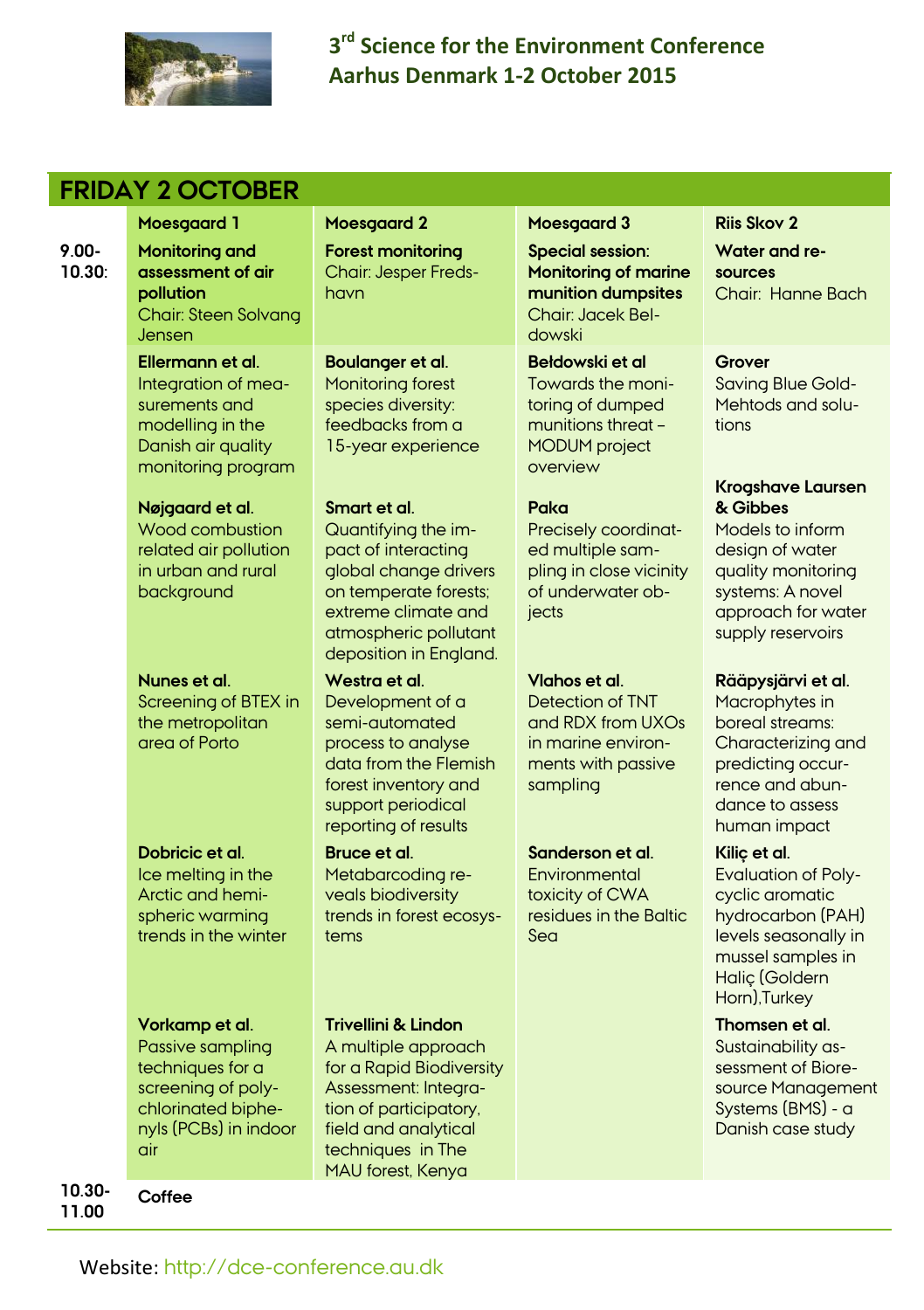# 3[rd] Science for the Environment Conference
## Aarhus Denmark 1-2 October 2015

## FRIDAY 2 OCTOBER

| | Moesgaard 1 | Moesgaard 2 | Moesgaard 3 | Riis Skov 2 |
|---|---|---|---|---|
| 9.00-10.30: | **Monitoring and assessment of air pollution** Chair: Steen Solvang Jensen | **Forest monitoring** Chair: Jesper Fredshavn | **Special session: Monitoring of marine munition dumpsites** Chair: Jacek Beldowski | **Water and resources** Chair: Hanne Bach |
| | **Ellermann et al.** Integration of measurements and modelling in the Danish air quality monitoring program | **Boulanger et al.** Monitoring forest species diversity: feedbacks from a 15-year experience | **Bełdowski et al** Towards the monitoring of dumped munitions threat – MODUM project overview | **Grover** Saving Blue Gold-Mehtods and solutions |
| | **Nøjgaard et al.** Wood combustion related air pollution in urban and rural background | **Smart et al.** Quantifying the impact of interacting global change drivers on temperate forests; extreme climate and atmospheric pollutant deposition in England. | **Paka** Precisely coordinated multiple sampling in close vicinity of underwater objects | **Krogshave Laursen & Gibbes** Models to inform design of water quality monitoring systems: A novel approach for water supply reservoirs |
| | **Nunes et al.** Screening of BTEX in the metropolitan area of Porto | **Westra et al.** Development of a semi-automated process to analyse data from the Flemish forest inventory and support periodical reporting of results | **Vlahos et al.** Detection of TNT and RDX from UXOs in marine environments with passive sampling | **Rääpysjärvi et al.** Macrophytes in boreal streams: Characterizing and predicting occurrence and abundance to assess human impact |
| | **Dobricic et al.** Ice melting in the Arctic and hemispheric warming trends in the winter | **Bruce et al.** Metabarcoding reveals biodiversity trends in forest ecosystems | **Sanderson et al.** Environmental toxicity of CWA residues in the Baltic Sea | **Kiliç et al.** Evaluation of Polycyclic aromatic hydrocarbon (PAH) levels seasonally in mussel samples in Haliç (Goldern Horn),Turkey |
| | **Vorkamp et al.** Passive sampling techniques for a screening of polychlorinated biphenyls (PCBs) in indoor air | **Trivellini & Lindon** A multiple approach for a Rapid Biodiversity Assessment: Integration of participatory, field and analytical techniques in The MAU forest, Kenya | | **Thomsen et al.** Sustainability assessment of Bioresource Management Systems (BMS) - a Danish case study |
| 10.30-11.00 | **Coffee** | | | |

Website: http://dce-conference.au.dk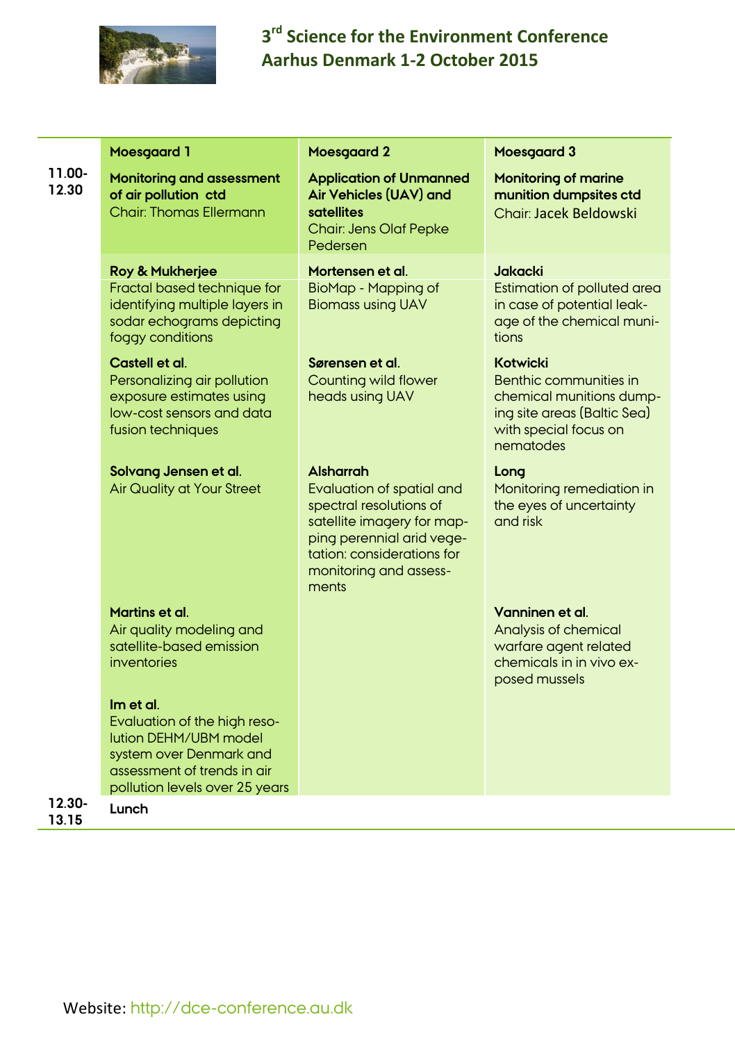# 3rd Science for the Environment Conference
## Aarhus Denmark 1-2 October 2015

| | Moesgaard 1 | Moesgaard 2 | Moesgaard 3 |
|---|---|---|---|
| 11.00-12.30 | **Monitoring and assessment of air pollution ctd** Chair: Thomas Ellermann | **Application of Unmanned Air Vehicles (UAV) and satellites** Chair: Jens Olaf Pepke Pedersen | **Monitoring of marine munition dumpsites ctd** Chair: Jacek Beldowski |
| | **Roy & Mukherjee** Fractal based technique for identifying multiple layers in sodar echograms depicting foggy conditions | **Mortensen et al.** BioMap - Mapping of Biomass using UAV | **Jakacki** Estimation of polluted area in case of potential leakage of the chemical munitions |
| | **Castell et al.** Personalizing air pollution exposure estimates using low-cost sensors and data fusion techniques | **Sørensen et al.** Counting wild flower heads using UAV | **Kotwicki** Benthic communities in chemical munitions dumping site areas (Baltic Sea) with special focus on nematodes |
| | **Solvang Jensen et al.** Air Quality at Your Street | **Alsharrah** Evaluation of spatial and spectral resolutions of satellite imagery for mapping perennial arid vegetation: considerations for monitoring and assessments | **Long** Monitoring remediation in the eyes of uncertainty and risk |
| | **Martins et al.** Air quality modeling and satellite-based emission inventories | | **Vanninen et al.** Analysis of chemical warfare agent related chemicals in in vivo exposed mussels |
| | **Im et al.** Evaluation of the high resolution DEHM/UBM model system over Denmark and assessment of trends in air pollution levels over 25 years | | |
| 12.30-13.15 | **Lunch** | | |

Website: http://dce-conference.au.dk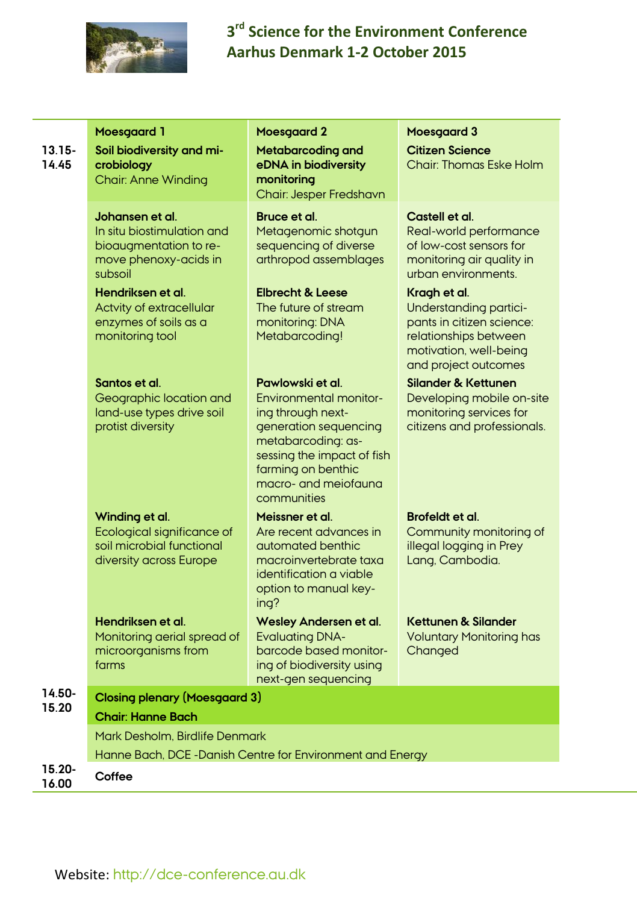## 3rd Science for the Environment Conference
## Aarhus Denmark 1-2 October 2015

| | Moesgaard 1 | Moesgaard 2 | Moesgaard 3 |
|---|---|---|---|
| 13.15-14.45 | **Soil biodiversity and microbiology** Chair: Anne Winding | **Metabarcoding and eDNA in biodiversity monitoring** Chair: Jesper Fredshavn | **Citizen Science** Chair: Thomas Eske Holm |
| | **Johansen et al.** In situ biostimulation and bioaugmentation to remove phenoxy-acids in subsoil | **Bruce et al.** Metagenomic shotgun sequencing of diverse arthropod assemblages | **Castell et al.** Real-world performance of low-cost sensors for monitoring air quality in urban environments. |
| | **Hendriksen et al.** Actvity of extracellular enzymes of soils as a monitoring tool | **Elbrecht & Leese** The future of stream monitoring: DNA Metabarcoding! | **Kragh et al.** Understanding participants in citizen science: relationships between motivation, well-being and project outcomes |
| | **Santos et al.** Geographic location and land-use types drive soil protist diversity | **Pawlowski et al.** Environmental monitoring through next-generation sequencing metabarcoding: assessing the impact of fish farming on benthic macro- and meiofauna communities | **Silander & Kettunen** Developing mobile on-site monitoring services for citizens and professionals. |
| | **Winding et al.** Ecological significance of soil microbial functional diversity across Europe | **Meissner et al.** Are recent advances in automated benthic macroinvertebrate taxa identification a viable option to manual keying? | **Brofeldt et al.** Community monitoring of illegal logging in Prey Lang, Cambodia. |
| | **Hendriksen et al.** Monitoring aerial spread of microorganisms from farms | **Wesley Andersen et al.** Evaluating DNA-barcode based monitoring of biodiversity using next-gen sequencing | **Kettunen & Silander** Voluntary Monitoring has Changed |
| 14.50-15.20 | **Closing plenary (Moesgaard 3)** **Chair: Hanne Bach** | | |
| | Mark Desholm, Birdlife Denmark | | |
| | Hanne Bach, DCE -Danish Centre for Environment and Energy | | |
| 15.20-16.00 | **Coffee** | | |

Website: http://dce-conference.au.dk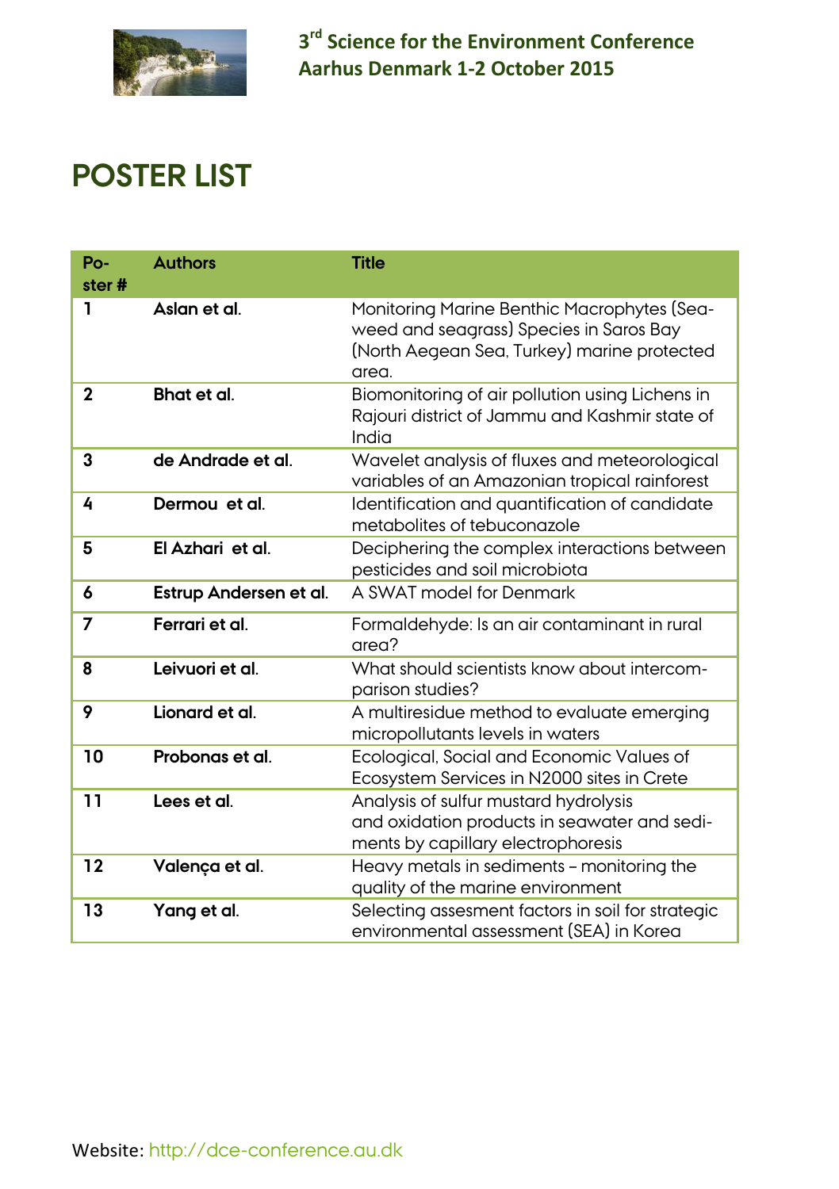**3rd Science for the Environment Conference**
**Aarhus Denmark 1-2 October 2015**

# POSTER LIST

| Poster # | Authors | Title |
|---|---|---|
| **1** | **Aslan et al.** | Monitoring Marine Benthic Macrophytes (Seaweed and seagrass) Species in Saros Bay (North Aegean Sea, Turkey) marine protected area. |
| **2** | **Bhat et al.** | Biomonitoring of air pollution using Lichens in Rajouri district of Jammu and Kashmir state of India |
| **3** | **de Andrade et al.** | Wavelet analysis of fluxes and meteorological variables of an Amazonian tropical rainforest |
| **4** | **Dermou et al.** | Identification and quantification of candidate metabolites of tebuconazole |
| **5** | **El Azhari et al.** | Deciphering the complex interactions between pesticides and soil microbiota |
| **6** | **Estrup Andersen et al.** | A SWAT model for Denmark |
| **7** | **Ferrari et al.** | Formaldehyde: Is an air contaminant in rural area? |
| **8** | **Leivuori et al.** | What should scientists know about intercomparison studies? |
| **9** | **Lionard et al.** | A multiresidue method to evaluate emerging micropollutants levels in waters |
| **10** | **Probonas et al.** | Ecological, Social and Economic Values of Ecosystem Services in N2000 sites in Crete |
| **11** | **Lees et al.** | Analysis of sulfur mustard hydrolysis and oxidation products in seawater and sediments by capillary electrophoresis |
| **12** | **Valença et al.** | Heavy metals in sediments – monitoring the quality of the marine environment |
| **13** | **Yang et al.** | Selecting assesment factors in soil for strategic environmental assessment (SEA) in Korea |

Website: http://dce-conference.au.dk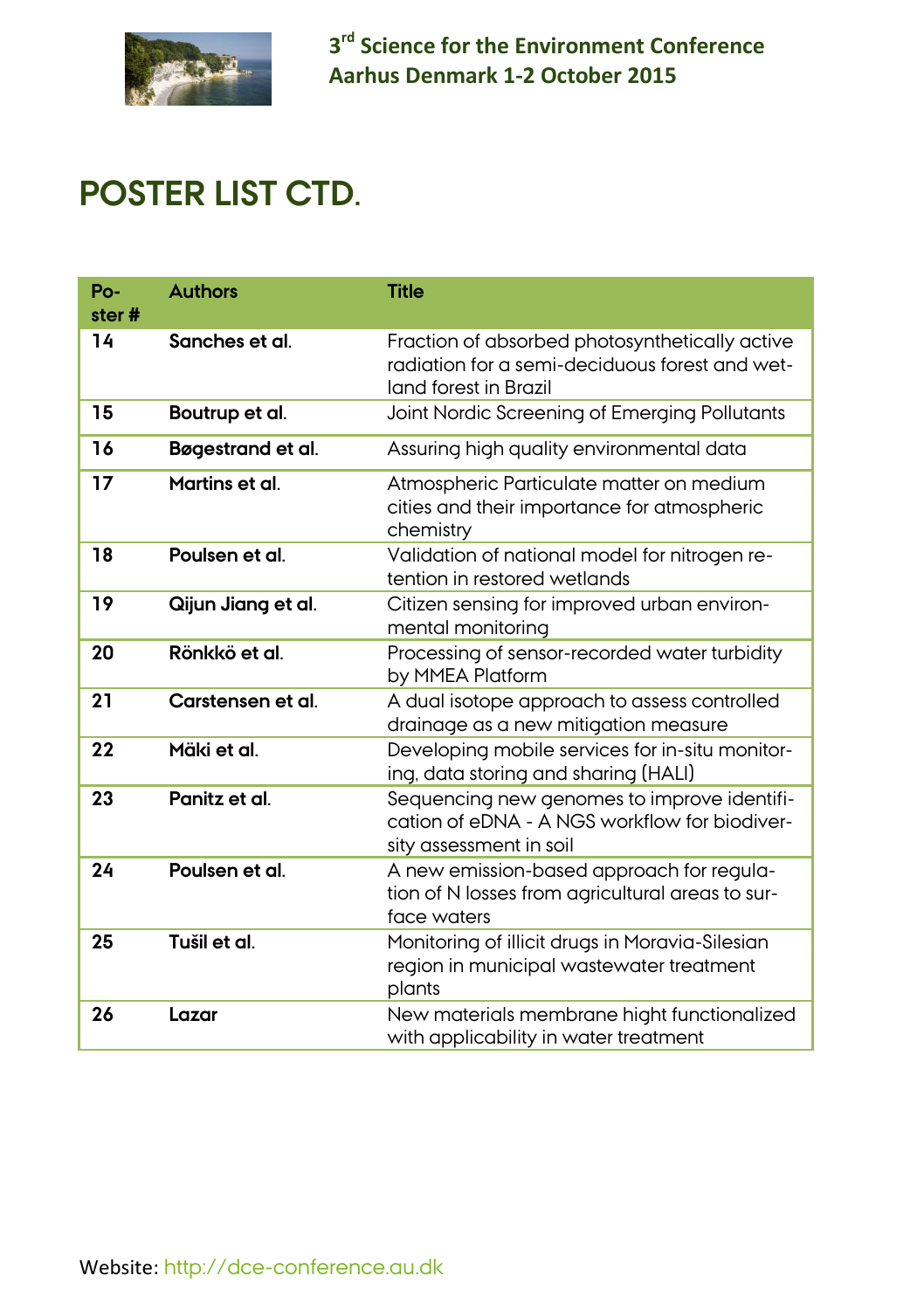# POSTER LIST CTD.

| Poster # | Authors | Title |
|---|---|---|
| 14 | **Sanches et al.** | Fraction of absorbed photosynthetically active radiation for a semi-deciduous forest and wetland forest in Brazil |
| 15 | **Boutrup et al.** | Joint Nordic Screening of Emerging Pollutants |
| 16 | **Bøgestrand et al.** | Assuring high quality environmental data |
| 17 | **Martins et al.** | Atmospheric Particulate matter on medium cities and their importance for atmospheric chemistry |
| 18 | **Poulsen et al.** | Validation of national model for nitrogen retention in restored wetlands |
| 19 | **Qijun Jiang et al.** | Citizen sensing for improved urban environmental monitoring |
| 20 | **Rönkkö et al.** | Processing of sensor-recorded water turbidity by MMEA Platform |
| 21 | **Carstensen et al.** | A dual isotope approach to assess controlled drainage as a new mitigation measure |
| 22 | **Mäki et al.** | Developing mobile services for in-situ monitoring, data storing and sharing (HALI) |
| 23 | **Panitz et al.** | Sequencing new genomes to improve identification of eDNA - A NGS workflow for biodiversity assessment in soil |
| 24 | **Poulsen et al.** | A new emission-based approach for regulation of N losses from agricultural areas to surface waters |
| 25 | **Tušil et al.** | Monitoring of illicit drugs in Moravia-Silesian region in municipal wastewater treatment plants |
| 26 | **Lazar** | New materials membrane hight functionalized with applicability in water treatment |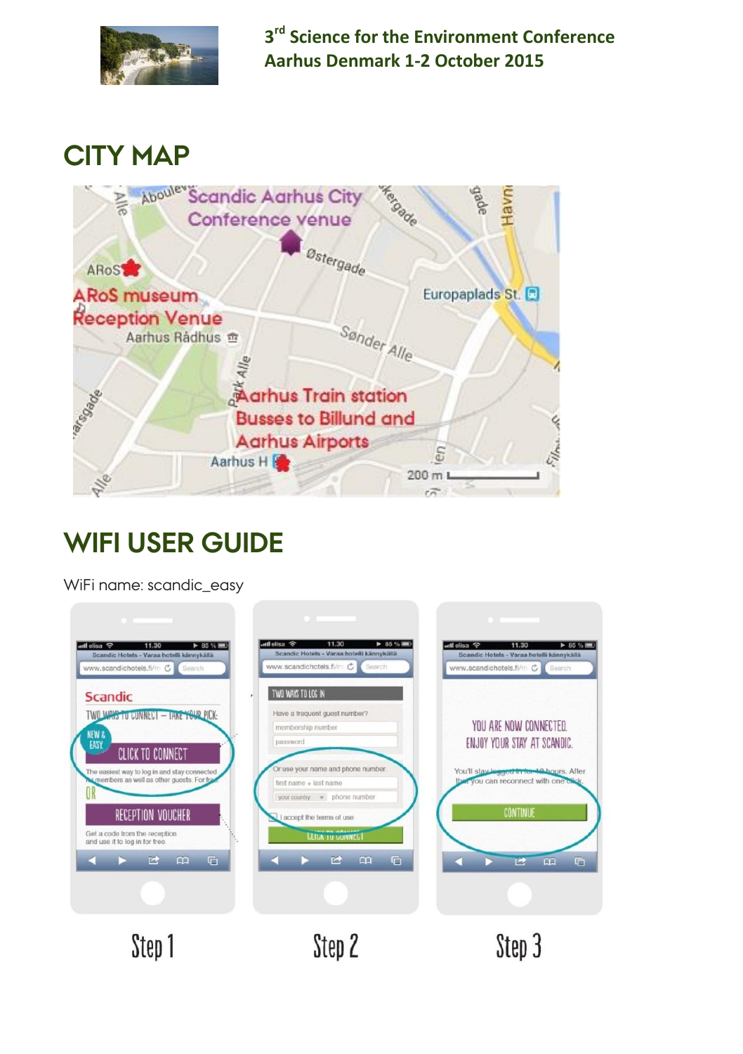## CITY MAP

## WIFI USER GUIDE

WiFi name: scandic_easy

Step 1

Step 2

Step 3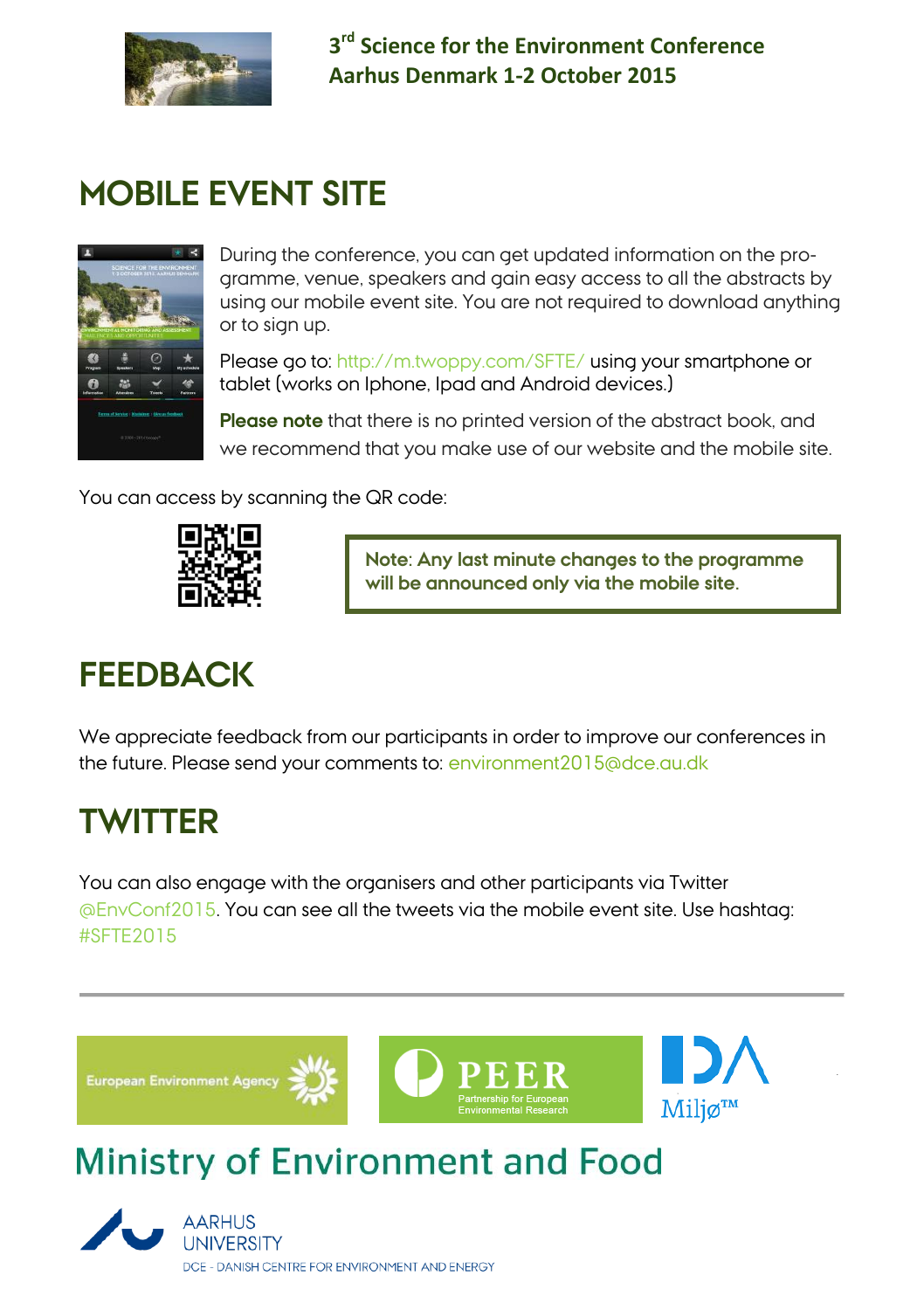3rd Science for the Environment Conference
Aarhus Denmark 1-2 October 2015

# MOBILE EVENT SITE

During the conference, you can get updated information on the programme, venue, speakers and gain easy access to all the abstracts by using our mobile event site. You are not required to download anything or to sign up.

Please go to: http://m.twoppy.com/SFTE/ using your smartphone or tablet (works on Iphone, Ipad and Android devices.)

**Please note** that there is no printed version of the abstract book, and we recommend that you make use of our website and the mobile site.

You can access by scanning the QR code:

**Note: Any last minute changes to the programme will be announced only via the mobile site.**

# FEEDBACK

We appreciate feedback from our participants in order to improve our conferences in the future. Please send your comments to: environment2015@dce.au.dk

# TWITTER

You can also engage with the organisers and other participants via Twitter @EnvConf2015. You can see all the tweets via the mobile event site. Use hashtag: #SFTE2015

European Environment Agency

PEER
Partnership for European Environmental Research

IDA Miljø™

Ministry of Environment and Food

AARHUS UNIVERSITY
DCE - DANISH CENTRE FOR ENVIRONMENT AND ENERGY